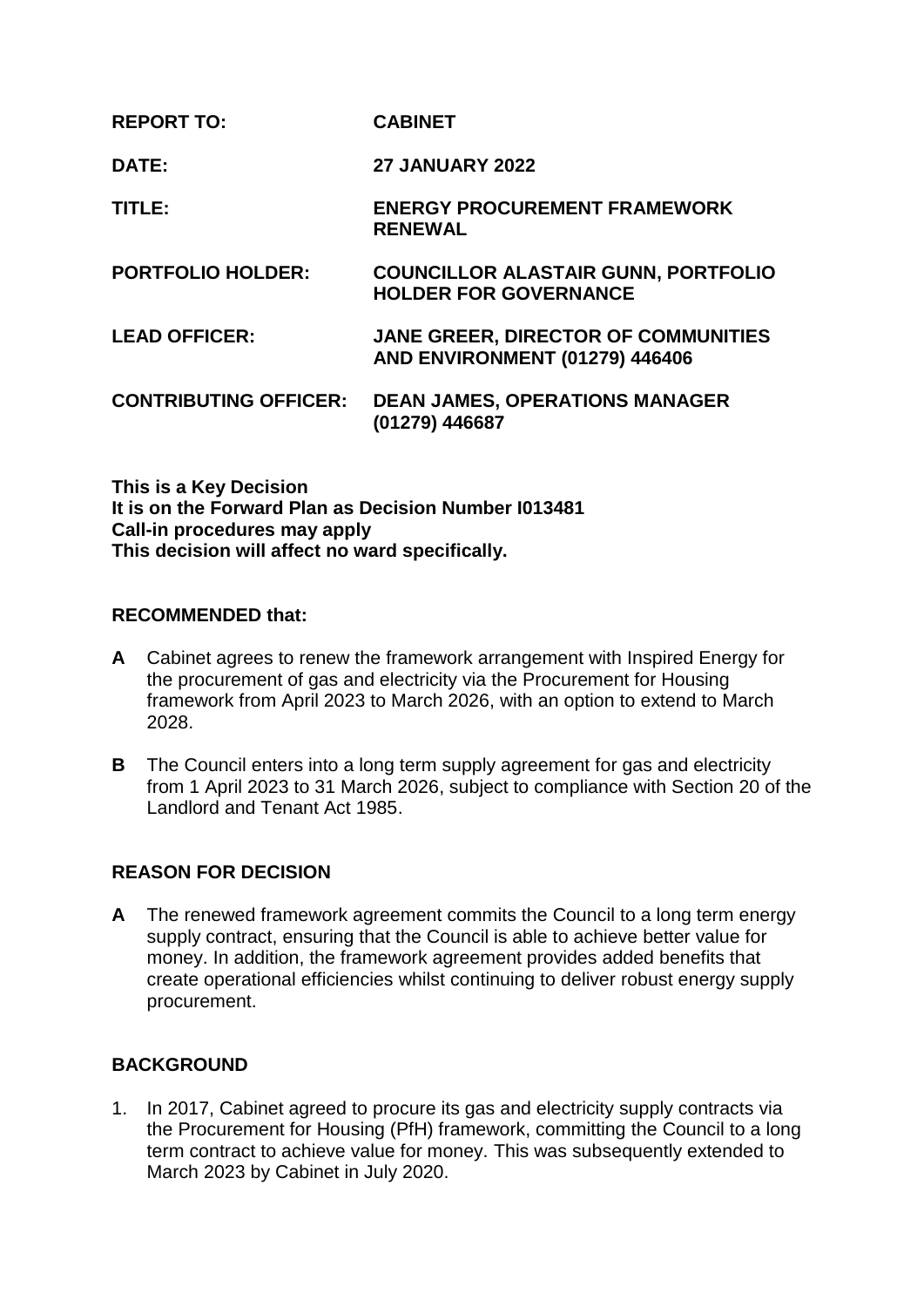| | |
|---|---|
| **REPORT TO:** | **CABINET** |
| **DATE:** | **27 JANUARY 2022** |
| **TITLE:** | **ENERGY PROCUREMENT FRAMEWORK RENEWAL** |
| **PORTFOLIO HOLDER:** | **COUNCILLOR ALASTAIR GUNN, PORTFOLIO HOLDER FOR GOVERNANCE** |
| **LEAD OFFICER:** | **JANE GREER, DIRECTOR OF COMMUNITIES AND ENVIRONMENT (01279) 446406** |
| **CONTRIBUTING OFFICER:** | **DEAN JAMES, OPERATIONS MANAGER (01279) 446687** |

**This is a Key Decision**
**It is on the Forward Plan as Decision Number I013481**
**Call-in procedures may apply**
**This decision will affect no ward specifically.**

**RECOMMENDED that:**

**A** Cabinet agrees to renew the framework arrangement with Inspired Energy for the procurement of gas and electricity via the Procurement for Housing framework from April 2023 to March 2026, with an option to extend to March 2028.

**B** The Council enters into a long term supply agreement for gas and electricity from 1 April 2023 to 31 March 2026, subject to compliance with Section 20 of the Landlord and Tenant Act 1985.

## REASON FOR DECISION

**A** The renewed framework agreement commits the Council to a long term energy supply contract, ensuring that the Council is able to achieve better value for money. In addition, the framework agreement provides added benefits that create operational efficiencies whilst continuing to deliver robust energy supply procurement.

## BACKGROUND

1. In 2017, Cabinet agreed to procure its gas and electricity supply contracts via the Procurement for Housing (PfH) framework, committing the Council to a long term contract to achieve value for money. This was subsequently extended to March 2023 by Cabinet in July 2020.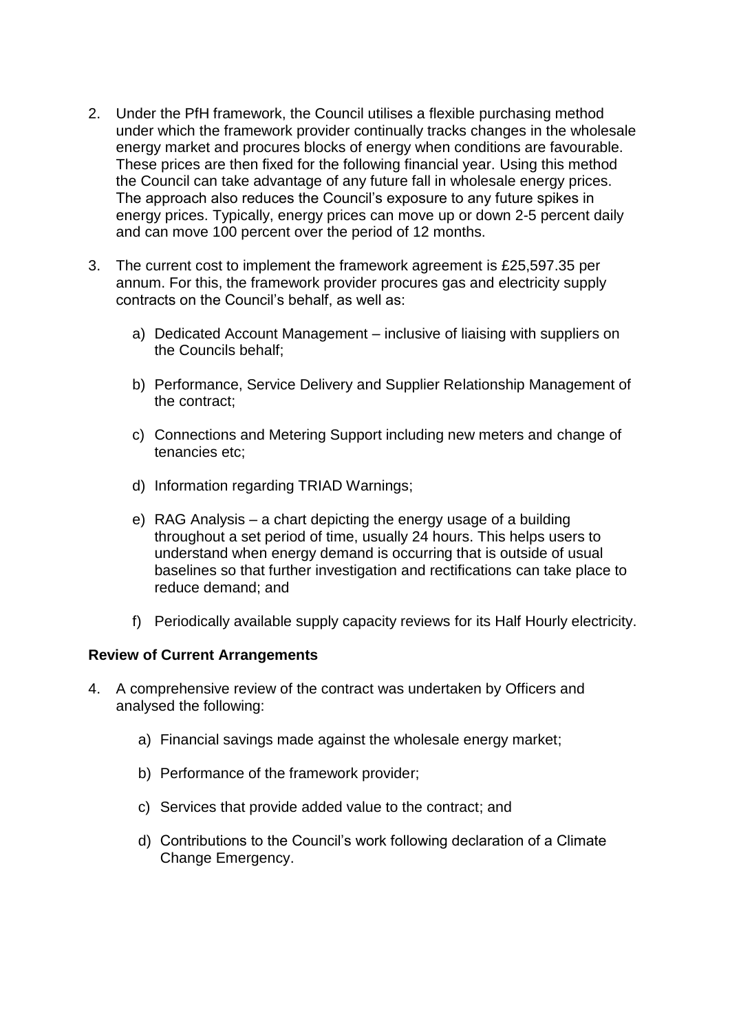2. Under the PfH framework, the Council utilises a flexible purchasing method under which the framework provider continually tracks changes in the wholesale energy market and procures blocks of energy when conditions are favourable. These prices are then fixed for the following financial year. Using this method the Council can take advantage of any future fall in wholesale energy prices. The approach also reduces the Council's exposure to any future spikes in energy prices. Typically, energy prices can move up or down 2-5 percent daily and can move 100 percent over the period of 12 months.

3. The current cost to implement the framework agreement is £25,597.35 per annum. For this, the framework provider procures gas and electricity supply contracts on the Council's behalf, as well as:

   a) Dedicated Account Management – inclusive of liaising with suppliers on the Councils behalf;

   b) Performance, Service Delivery and Supplier Relationship Management of the contract;

   c) Connections and Metering Support including new meters and change of tenancies etc;

   d) Information regarding TRIAD Warnings;

   e) RAG Analysis – a chart depicting the energy usage of a building throughout a set period of time, usually 24 hours. This helps users to understand when energy demand is occurring that is outside of usual baselines so that further investigation and rectifications can take place to reduce demand; and

   f) Periodically available supply capacity reviews for its Half Hourly electricity.

**Review of Current Arrangements**

4. A comprehensive review of the contract was undertaken by Officers and analysed the following:

   a) Financial savings made against the wholesale energy market;

   b) Performance of the framework provider;

   c) Services that provide added value to the contract; and

   d) Contributions to the Council's work following declaration of a Climate Change Emergency.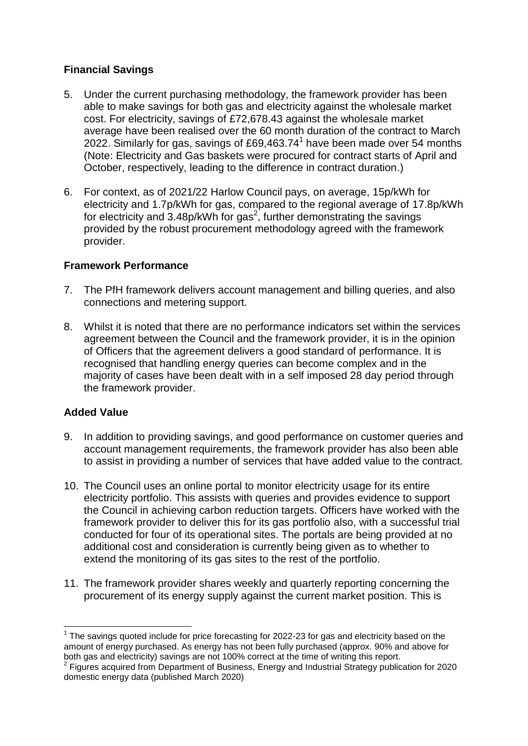## Financial Savings

5. Under the current purchasing methodology, the framework provider has been able to make savings for both gas and electricity against the wholesale market cost. For electricity, savings of £72,678.43 against the wholesale market average have been realised over the 60 month duration of the contract to March 2022. Similarly for gas, savings of £69,463.74[1] have been made over 54 months (Note: Electricity and Gas baskets were procured for contract starts of April and October, respectively, leading to the difference in contract duration.)

6. For context, as of 2021/22 Harlow Council pays, on average, 15p/kWh for electricity and 1.7p/kWh for gas, compared to the regional average of 17.8p/kWh for electricity and 3.48p/kWh for gas[2], further demonstrating the savings provided by the robust procurement methodology agreed with the framework provider.

## Framework Performance

7. The PfH framework delivers account management and billing queries, and also connections and metering support.

8. Whilst it is noted that there are no performance indicators set within the services agreement between the Council and the framework provider, it is in the opinion of Officers that the agreement delivers a good standard of performance. It is recognised that handling energy queries can become complex and in the majority of cases have been dealt with in a self imposed 28 day period through the framework provider.

## Added Value

9. In addition to providing savings, and good performance on customer queries and account management requirements, the framework provider has also been able to assist in providing a number of services that have added value to the contract.

10. The Council uses an online portal to monitor electricity usage for its entire electricity portfolio. This assists with queries and provides evidence to support the Council in achieving carbon reduction targets. Officers have worked with the framework provider to deliver this for its gas portfolio also, with a successful trial conducted for four of its operational sites. The portals are being provided at no additional cost and consideration is currently being given as to whether to extend the monitoring of its gas sites to the rest of the portfolio.

11. The framework provider shares weekly and quarterly reporting concerning the procurement of its energy supply against the current market position. This is

---

[1] The savings quoted include for price forecasting for 2022-23 for gas and electricity based on the amount of energy purchased. As energy has not been fully purchased (approx. 90% and above for both gas and electricity) savings are not 100% correct at the time of writing this report.

[2] Figures acquired from Department of Business, Energy and Industrial Strategy publication for 2020 domestic energy data (published March 2020)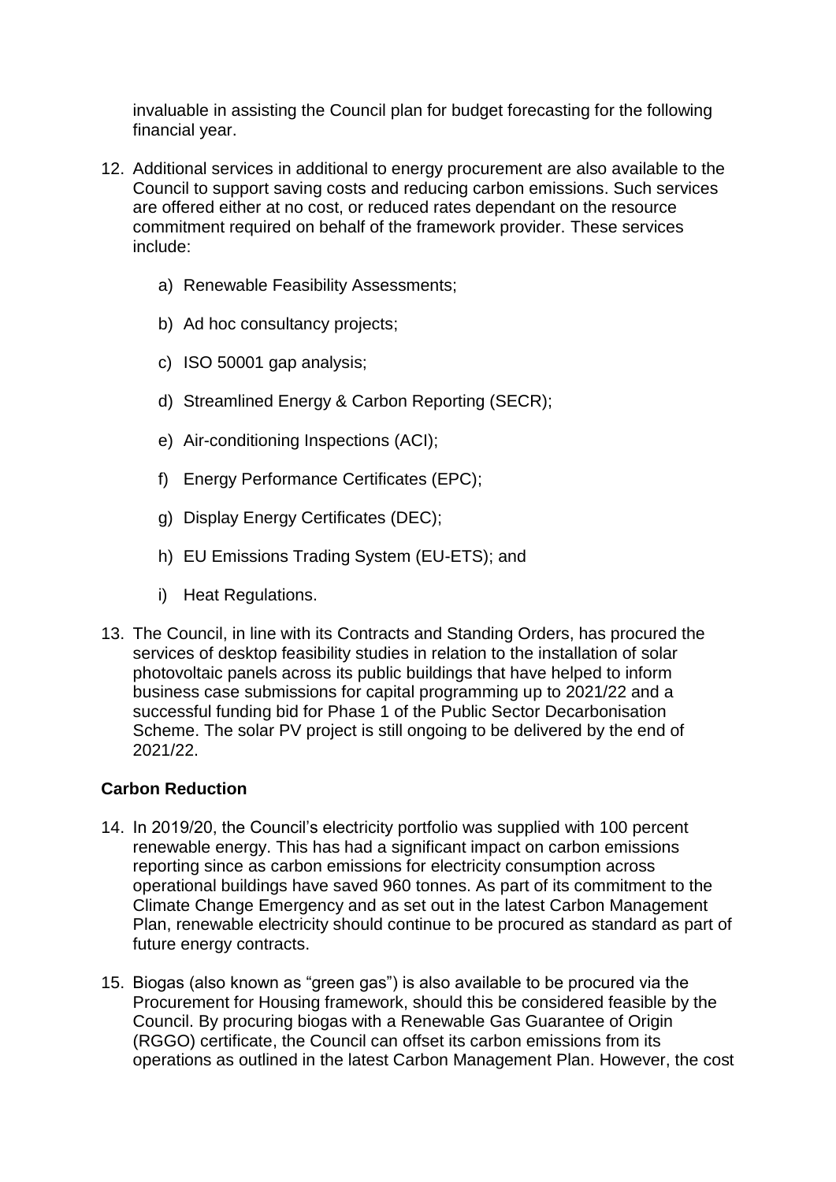invaluable in assisting the Council plan for budget forecasting for the following financial year.

12. Additional services in additional to energy procurement are also available to the Council to support saving costs and reducing carbon emissions. Such services are offered either at no cost, or reduced rates dependant on the resource commitment required on behalf of the framework provider. These services include:

    a) Renewable Feasibility Assessments;

    b) Ad hoc consultancy projects;

    c) ISO 50001 gap analysis;

    d) Streamlined Energy & Carbon Reporting (SECR);

    e) Air-conditioning Inspections (ACI);

    f) Energy Performance Certificates (EPC);

    g) Display Energy Certificates (DEC);

    h) EU Emissions Trading System (EU-ETS); and

    i) Heat Regulations.

13. The Council, in line with its Contracts and Standing Orders, has procured the services of desktop feasibility studies in relation to the installation of solar photovoltaic panels across its public buildings that have helped to inform business case submissions for capital programming up to 2021/22 and a successful funding bid for Phase 1 of the Public Sector Decarbonisation Scheme. The solar PV project is still ongoing to be delivered by the end of 2021/22.

**Carbon Reduction**

14. In 2019/20, the Council's electricity portfolio was supplied with 100 percent renewable energy. This has had a significant impact on carbon emissions reporting since as carbon emissions for electricity consumption across operational buildings have saved 960 tonnes. As part of its commitment to the Climate Change Emergency and as set out in the latest Carbon Management Plan, renewable electricity should continue to be procured as standard as part of future energy contracts.

15. Biogas (also known as "green gas") is also available to be procured via the Procurement for Housing framework, should this be considered feasible by the Council. By procuring biogas with a Renewable Gas Guarantee of Origin (RGGO) certificate, the Council can offset its carbon emissions from its operations as outlined in the latest Carbon Management Plan. However, the cost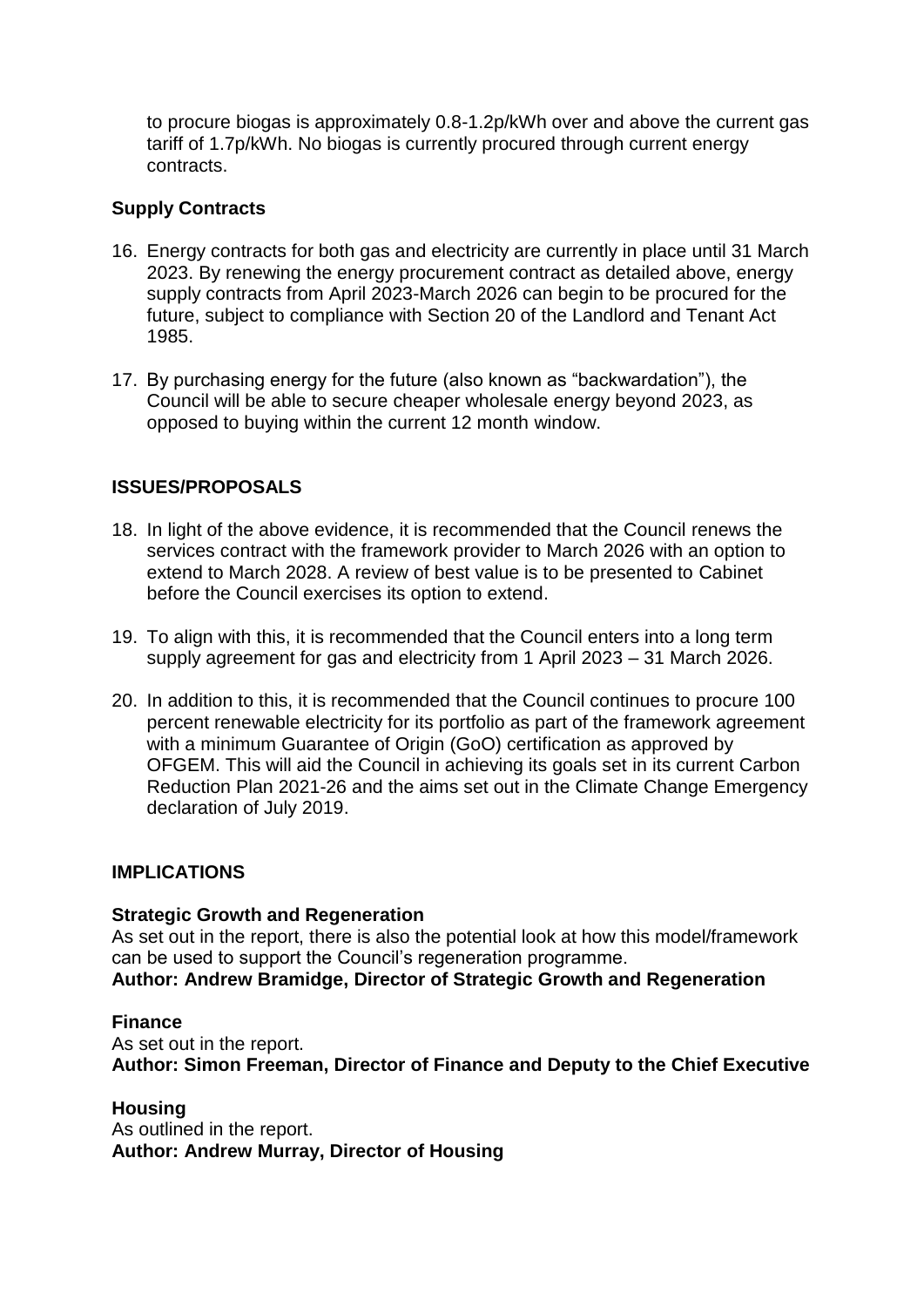to procure biogas is approximately 0.8-1.2p/kWh over and above the current gas tariff of 1.7p/kWh. No biogas is currently procured through current energy contracts.

### Supply Contracts

16. Energy contracts for both gas and electricity are currently in place until 31 March 2023. By renewing the energy procurement contract as detailed above, energy supply contracts from April 2023-March 2026 can begin to be procured for the future, subject to compliance with Section 20 of the Landlord and Tenant Act 1985.

17. By purchasing energy for the future (also known as "backwardation"), the Council will be able to secure cheaper wholesale energy beyond 2023, as opposed to buying within the current 12 month window.

## ISSUES/PROPOSALS

18. In light of the above evidence, it is recommended that the Council renews the services contract with the framework provider to March 2026 with an option to extend to March 2028. A review of best value is to be presented to Cabinet before the Council exercises its option to extend.

19. To align with this, it is recommended that the Council enters into a long term supply agreement for gas and electricity from 1 April 2023 – 31 March 2026.

20. In addition to this, it is recommended that the Council continues to procure 100 percent renewable electricity for its portfolio as part of the framework agreement with a minimum Guarantee of Origin (GoO) certification as approved by OFGEM. This will aid the Council in achieving its goals set in its current Carbon Reduction Plan 2021-26 and the aims set out in the Climate Change Emergency declaration of July 2019.

## IMPLICATIONS

### Strategic Growth and Regeneration

As set out in the report, there is also the potential look at how this model/framework can be used to support the Council's regeneration programme.
**Author: Andrew Bramidge, Director of Strategic Growth and Regeneration**

### Finance

As set out in the report.
**Author: Simon Freeman, Director of Finance and Deputy to the Chief Executive**

### Housing

As outlined in the report.
**Author: Andrew Murray, Director of Housing**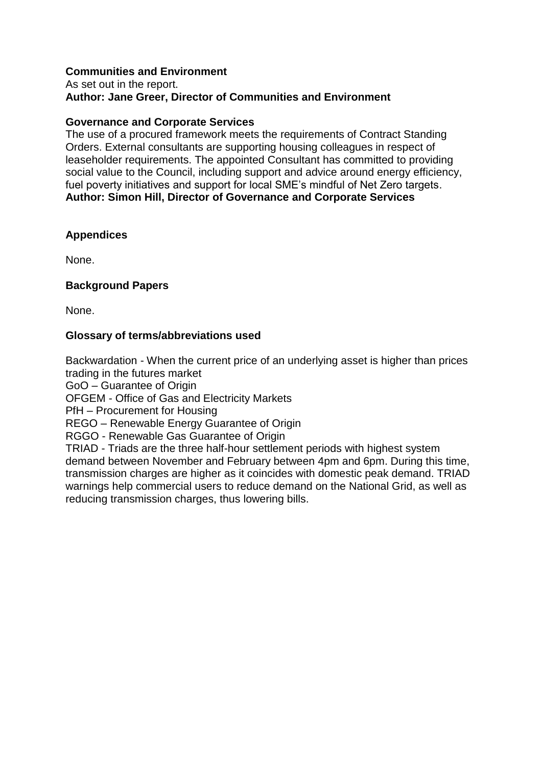**Communities and Environment**
As set out in the report.
**Author: Jane Greer, Director of Communities and Environment**

**Governance and Corporate Services**
The use of a procured framework meets the requirements of Contract Standing Orders. External consultants are supporting housing colleagues in respect of leaseholder requirements. The appointed Consultant has committed to providing social value to the Council, including support and advice around energy efficiency, fuel poverty initiatives and support for local SME's mindful of Net Zero targets.
**Author: Simon Hill, Director of Governance and Corporate Services**

## Appendices

None.

## Background Papers

None.

## Glossary of terms/abbreviations used

Backwardation - When the current price of an underlying asset is higher than prices trading in the futures market
GoO – Guarantee of Origin
OFGEM - Office of Gas and Electricity Markets
PfH – Procurement for Housing
REGO – Renewable Energy Guarantee of Origin
RGGO - Renewable Gas Guarantee of Origin
TRIAD - Triads are the three half-hour settlement periods with highest system demand between November and February between 4pm and 6pm. During this time, transmission charges are higher as it coincides with domestic peak demand. TRIAD warnings help commercial users to reduce demand on the National Grid, as well as reducing transmission charges, thus lowering bills.